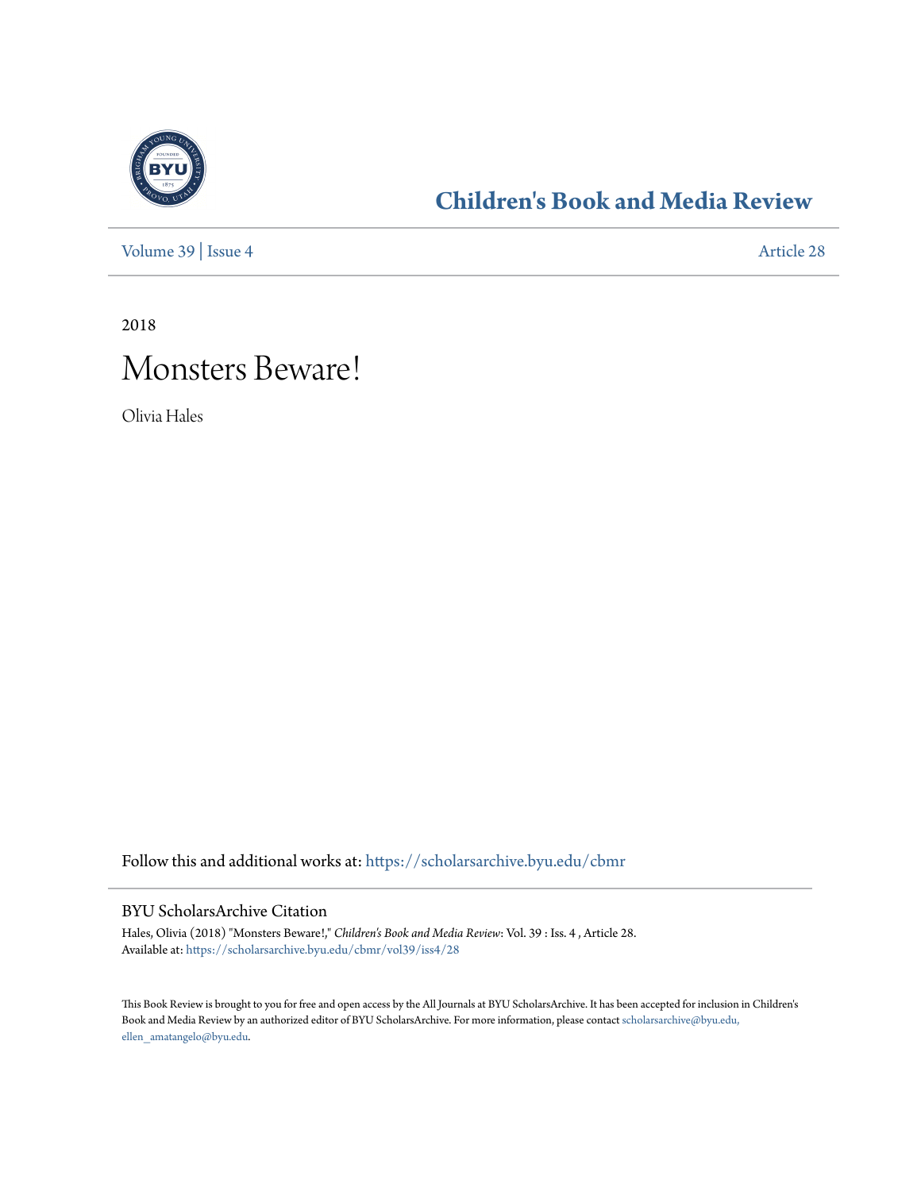# Children's Book and Media Review

Volume 39 | Issue 4 Article 28

2018

# Monsters Beware!

Olivia Hales

Follow this and additional works at: https://scholarsarchive.byu.edu/cbmr

## BYU ScholarsArchive Citation

Hales, Olivia (2018) "Monsters Beware!," *Children's Book and Media Review*: Vol. 39 : Iss. 4 , Article 28.
Available at: https://scholarsarchive.byu.edu/cbmr/vol39/iss4/28

This Book Review is brought to you for free and open access by the All Journals at BYU ScholarsArchive. It has been accepted for inclusion in Children's Book and Media Review by an authorized editor of BYU ScholarsArchive. For more information, please contact scholarsarchive@byu.edu, ellen_amatangelo@byu.edu.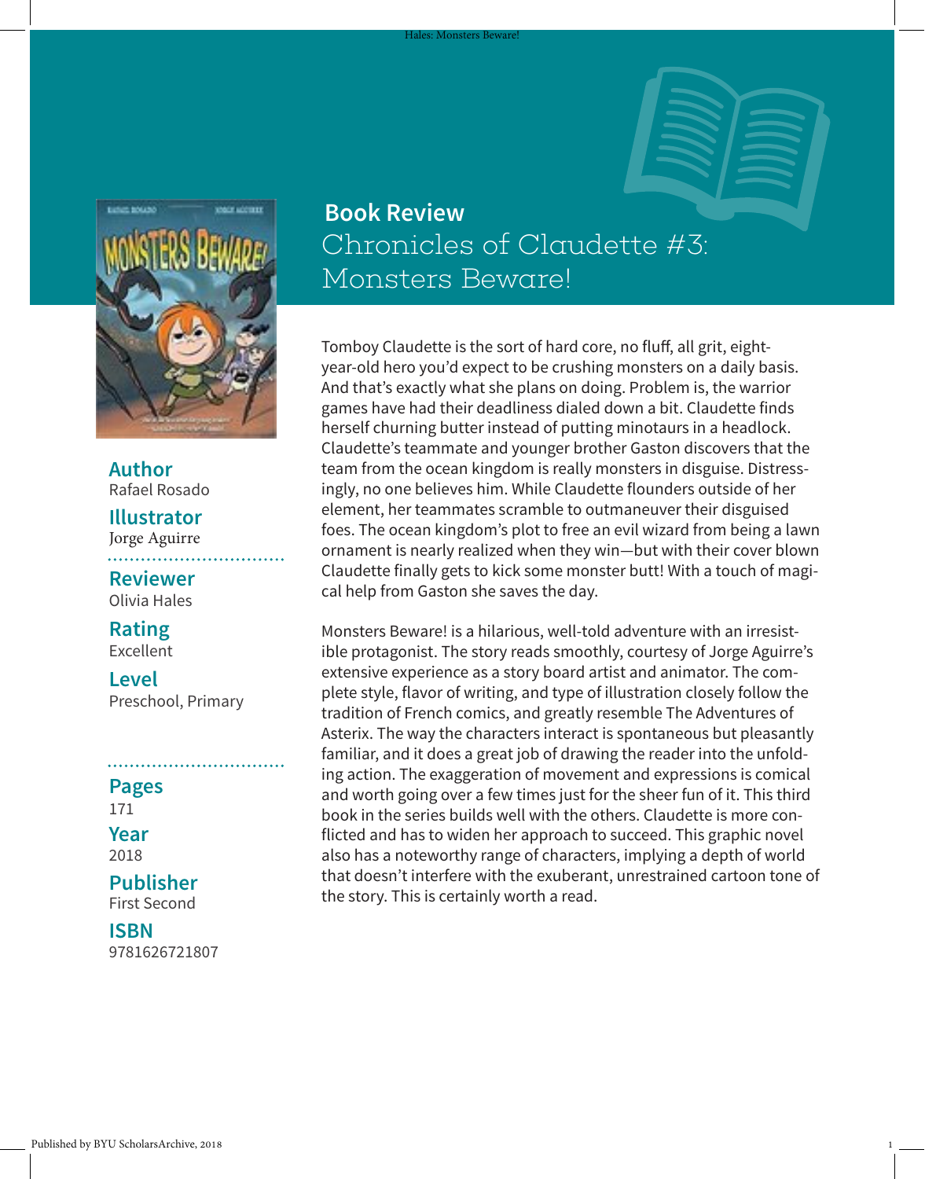## Book Review

# Chronicles of Claudette #3: Monsters Beware!

**Author**
Rafael Rosado

**Illustrator**
Jorge Aguirre

**Reviewer**
Olivia Hales

**Rating**
Excellent

**Level**
Preschool, Primary

**Pages**
171

**Year**
2018

**Publisher**
First Second

**ISBN**
9781626721807

Tomboy Claudette is the sort of hard core, no fluff, all grit, eight-year-old hero you'd expect to be crushing monsters on a daily basis. And that's exactly what she plans on doing. Problem is, the warrior games have had their deadliness dialed down a bit. Claudette finds herself churning butter instead of putting minotaurs in a headlock. Claudette's teammate and younger brother Gaston discovers that the team from the ocean kingdom is really monsters in disguise. Distressingly, no one believes him. While Claudette flounders outside of her element, her teammates scramble to outmaneuver their disguised foes. The ocean kingdom's plot to free an evil wizard from being a lawn ornament is nearly realized when they win—but with their cover blown Claudette finally gets to kick some monster butt! With a touch of magical help from Gaston she saves the day.

Monsters Beware! is a hilarious, well-told adventure with an irresistible protagonist. The story reads smoothly, courtesy of Jorge Aguirre's extensive experience as a story board artist and animator. The complete style, flavor of writing, and type of illustration closely follow the tradition of French comics, and greatly resemble The Adventures of Asterix. The way the characters interact is spontaneous but pleasantly familiar, and it does a great job of drawing the reader into the unfolding action. The exaggeration of movement and expressions is comical and worth going over a few times just for the sheer fun of it. This third book in the series builds well with the others. Claudette is more conflicted and has to widen her approach to succeed. This graphic novel also has a noteworthy range of characters, implying a depth of world that doesn't interfere with the exuberant, unrestrained cartoon tone of the story. This is certainly worth a read.